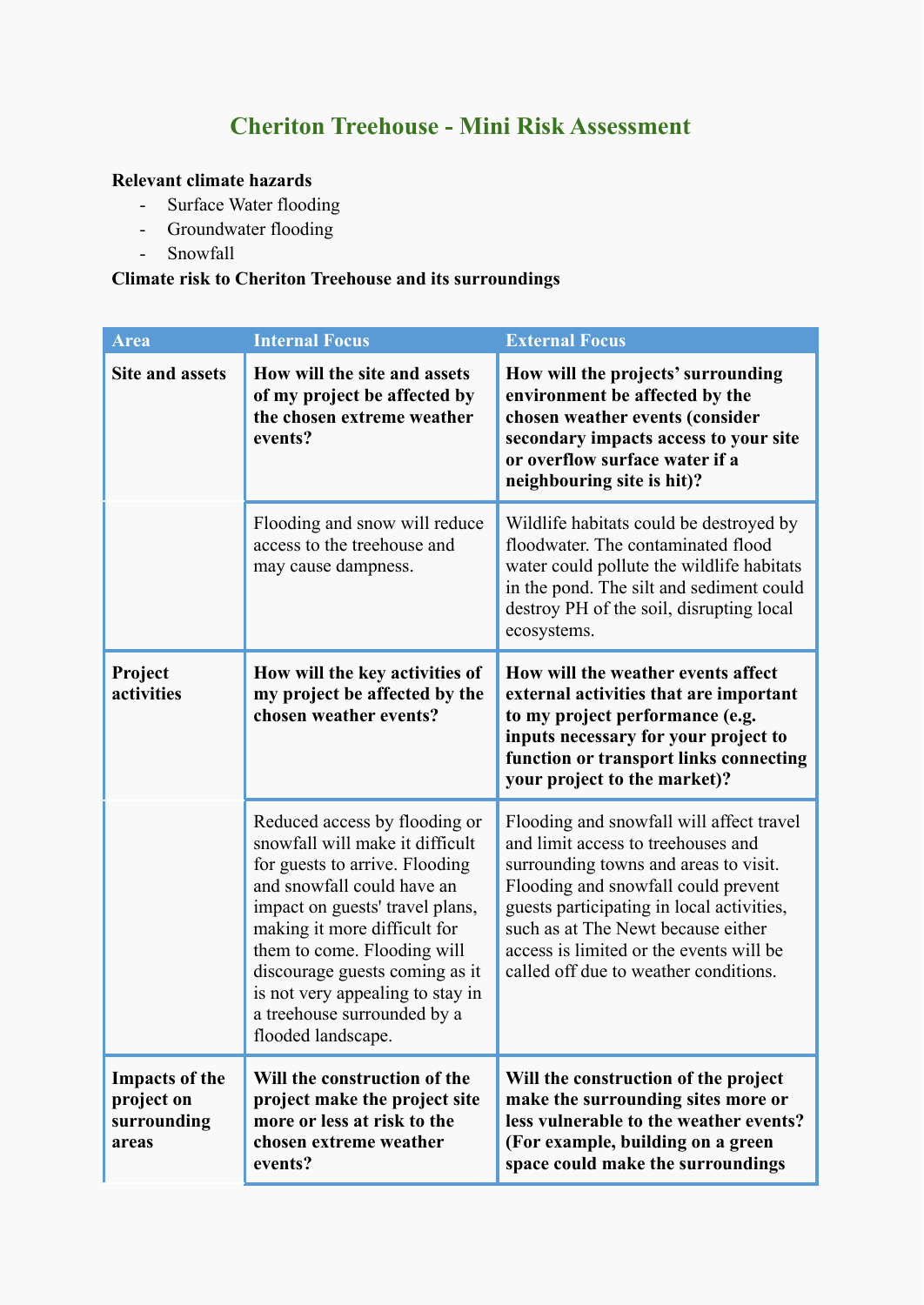# Cheriton Treehouse - Mini Risk Assessment

**Relevant climate hazards**

- Surface Water flooding
- Groundwater flooding
- Snowfall

**Climate risk to Cheriton Treehouse and its surroundings**

| Area | Internal Focus | External Focus |
|---|---|---|
| **Site and assets** | **How will the site and assets of my project be affected by the chosen extreme weather events?** | **How will the projects' surrounding environment be affected by the chosen weather events (consider secondary impacts access to your site or overflow surface water if a neighbouring site is hit)?** |
| | Flooding and snow will reduce access to the treehouse and may cause dampness. | Wildlife habitats could be destroyed by floodwater. The contaminated flood water could pollute the wildlife habitats in the pond. The silt and sediment could destroy PH of the soil, disrupting local ecosystems. |
| **Project activities** | **How will the key activities of my project be affected by the chosen weather events?** | **How will the weather events affect external activities that are important to my project performance (e.g. inputs necessary for your project to function or transport links connecting your project to the market)?** |
| | Reduced access by flooding or snowfall will make it difficult for guests to arrive. Flooding and snowfall could have an impact on guests' travel plans, making it more difficult for them to come. Flooding will discourage guests coming as it is not very appealing to stay in a treehouse surrounded by a flooded landscape. | Flooding and snowfall will affect travel and limit access to treehouses and surrounding towns and areas to visit. Flooding and snowfall could prevent guests participating in local activities, such as at The Newt because either access is limited or the events will be called off due to weather conditions. |
| **Impacts of the project on surrounding areas** | **Will the construction of the project make the project site more or less at risk to the chosen extreme weather events?** | **Will the construction of the project make the surrounding sites more or less vulnerable to the weather events? (For example, building on a green space could make the surroundings** |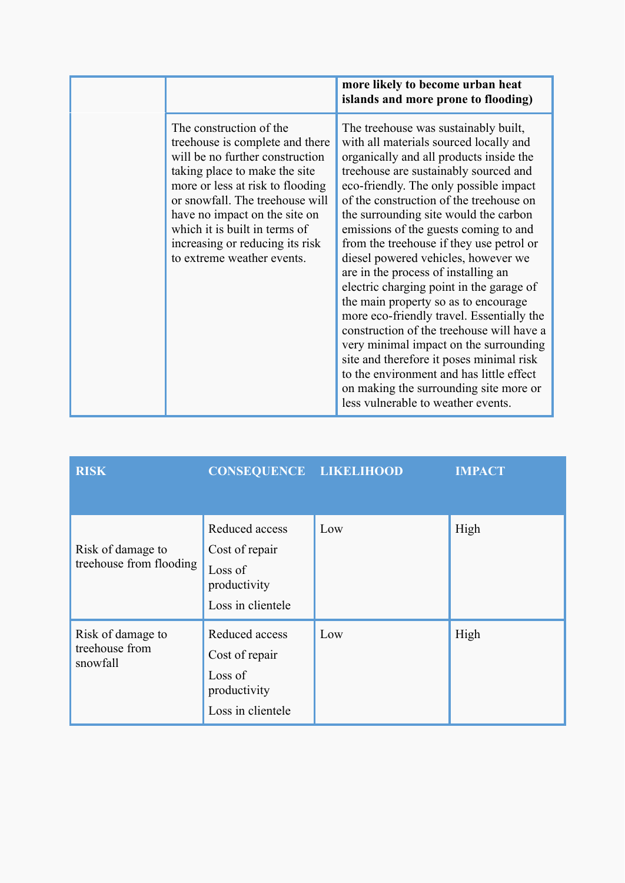| | | |
|---|---|---|
| | | **more likely to become urban heat islands and more prone to flooding)** |
| | The construction of the treehouse is complete and there will be no further construction taking place to make the site more or less at risk to flooding or snowfall. The treehouse will have no impact on the site on which it is built in terms of increasing or reducing its risk to extreme weather events. | The treehouse was sustainably built, with all materials sourced locally and organically and all products inside the treehouse are sustainably sourced and eco-friendly. The only possible impact of the construction of the treehouse on the surrounding site would the carbon emissions of the guests coming to and from the treehouse if they use petrol or diesel powered vehicles, however we are in the process of installing an electric charging point in the garage of the main property so as to encourage more eco-friendly travel. Essentially the construction of the treehouse will have a very minimal impact on the surrounding site and therefore it poses minimal risk to the environment and has little effect on making the surrounding site more or less vulnerable to weather events. |

| RISK | CONSEQUENCE | LIKELIHOOD | IMPACT |
|---|---|---|---|
| Risk of damage to treehouse from flooding | Reduced access<br>Cost of repair<br>Loss of productivity<br>Loss in clientele | Low | High |
| Risk of damage to treehouse from snowfall | Reduced access<br>Cost of repair<br>Loss of productivity<br>Loss in clientele | Low | High |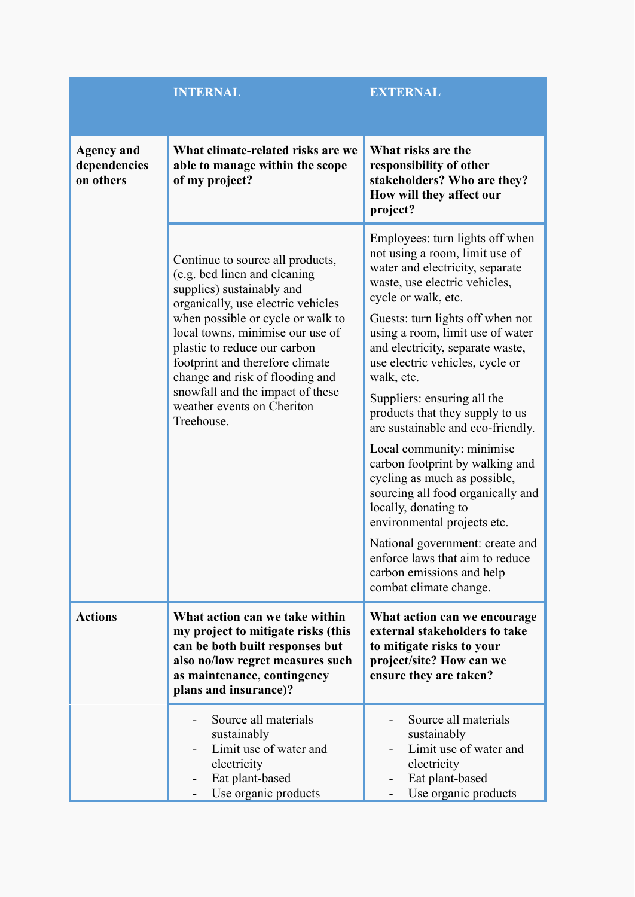| | INTERNAL | EXTERNAL |
|---|---|---|
| **Agency and dependencies on others** | **What climate-related risks are we able to manage within the scope of my project?** | **What risks are the responsibility of other stakeholders? Who are they? How will they affect our project?** |
| | Continue to source all products, (e.g. bed linen and cleaning supplies) sustainably and organically, use electric vehicles when possible or cycle or walk to local towns, minimise our use of plastic to reduce our carbon footprint and therefore climate change and risk of flooding and snowfall and the impact of these weather events on Cheriton Treehouse. | Employees: turn lights off when not using a room, limit use of water and electricity, separate waste, use electric vehicles, cycle or walk, etc.<br><br>Guests: turn lights off when not using a room, limit use of water and electricity, separate waste, use electric vehicles, cycle or walk, etc.<br><br>Suppliers: ensuring all the products that they supply to us are sustainable and eco-friendly.<br><br>Local community: minimise carbon footprint by walking and cycling as much as possible, sourcing all food organically and locally, donating to environmental projects etc.<br><br>National government: create and enforce laws that aim to reduce carbon emissions and help combat climate change. |
| **Actions** | **What action can we take within my project to mitigate risks (this can be both built responses but also no/low regret measures such as maintenance, contingency plans and insurance)?** | **What action can we encourage external stakeholders to take to mitigate risks to your project/site? How can we ensure they are taken?** |
| | - Source all materials sustainably<br>- Limit use of water and electricity<br>- Eat plant-based<br>- Use organic products | - Source all materials sustainably<br>- Limit use of water and electricity<br>- Eat plant-based<br>- Use organic products |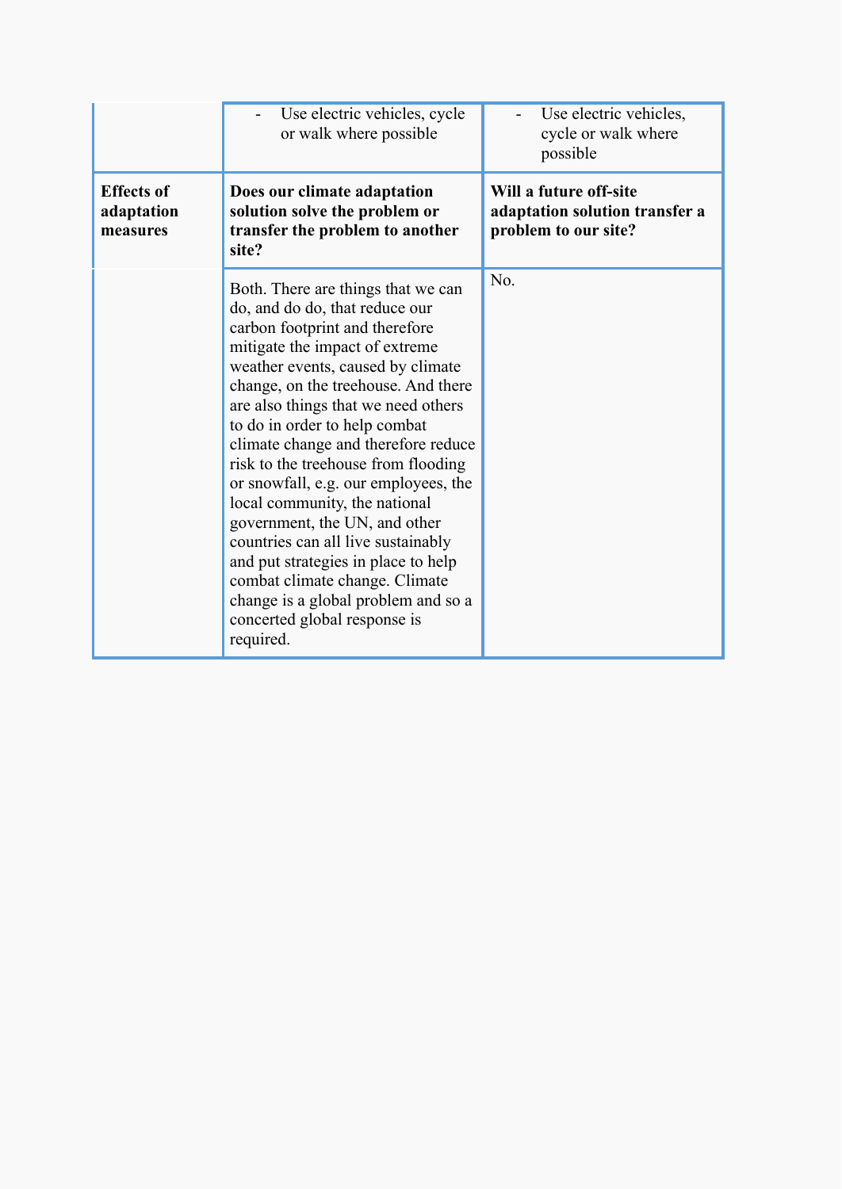| | | |
|---|---|---|
| | - Use electric vehicles, cycle or walk where possible | - Use electric vehicles, cycle or walk where possible |
| **Effects of adaptation measures** | **Does our climate adaptation solution solve the problem or transfer the problem to another site?** | **Will a future off-site adaptation solution transfer a problem to our site?** |
| | Both. There are things that we can do, and do do, that reduce our carbon footprint and therefore mitigate the impact of extreme weather events, caused by climate change, on the treehouse. And there are also things that we need others to do in order to help combat climate change and therefore reduce risk to the treehouse from flooding or snowfall, e.g. our employees, the local community, the national government, the UN, and other countries can all live sustainably and put strategies in place to help combat climate change. Climate change is a global problem and so a concerted global response is required. | No. |